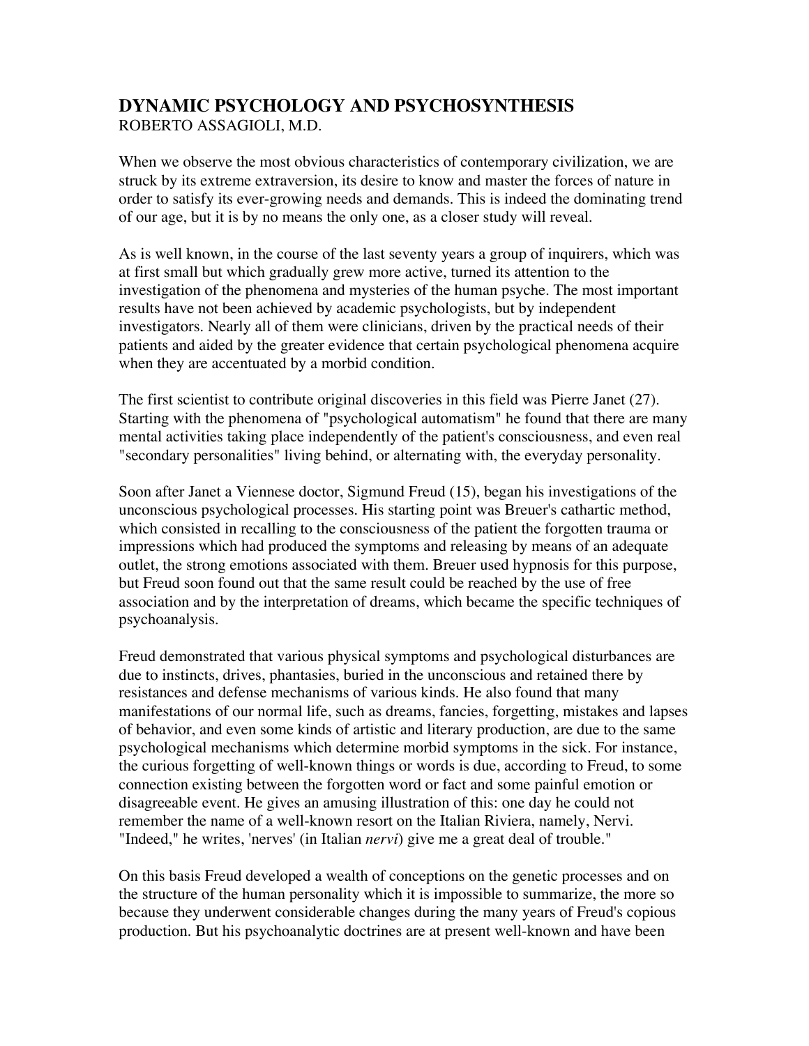# DYNAMIC PSYCHOLOGY AND PSYCHOSYNTHESIS

ROBERTO ASSAGIOLI, M.D.

When we observe the most obvious characteristics of contemporary civilization, we are struck by its extreme extraversion, its desire to know and master the forces of nature in order to satisfy its ever-growing needs and demands. This is indeed the dominating trend of our age, but it is by no means the only one, as a closer study will reveal.

As is well known, in the course of the last seventy years a group of inquirers, which was at first small but which gradually grew more active, turned its attention to the investigation of the phenomena and mysteries of the human psyche. The most important results have not been achieved by academic psychologists, but by independent investigators. Nearly all of them were clinicians, driven by the practical needs of their patients and aided by the greater evidence that certain psychological phenomena acquire when they are accentuated by a morbid condition.

The first scientist to contribute original discoveries in this field was Pierre Janet (27). Starting with the phenomena of "psychological automatism" he found that there are many mental activities taking place independently of the patient's consciousness, and even real "secondary personalities" living behind, or alternating with, the everyday personality.

Soon after Janet a Viennese doctor, Sigmund Freud (15), began his investigations of the unconscious psychological processes. His starting point was Breuer's cathartic method, which consisted in recalling to the consciousness of the patient the forgotten trauma or impressions which had produced the symptoms and releasing by means of an adequate outlet, the strong emotions associated with them. Breuer used hypnosis for this purpose, but Freud soon found out that the same result could be reached by the use of free association and by the interpretation of dreams, which became the specific techniques of psychoanalysis.

Freud demonstrated that various physical symptoms and psychological disturbances are due to instincts, drives, phantasies, buried in the unconscious and retained there by resistances and defense mechanisms of various kinds. He also found that many manifestations of our normal life, such as dreams, fancies, forgetting, mistakes and lapses of behavior, and even some kinds of artistic and literary production, are due to the same psychological mechanisms which determine morbid symptoms in the sick. For instance, the curious forgetting of well-known things or words is due, according to Freud, to some connection existing between the forgotten word or fact and some painful emotion or disagreeable event. He gives an amusing illustration of this: one day he could not remember the name of a well-known resort on the Italian Riviera, namely, Nervi. "Indeed," he writes, 'nerves' (in Italian *nervi*) give me a great deal of trouble."

On this basis Freud developed a wealth of conceptions on the genetic processes and on the structure of the human personality which it is impossible to summarize, the more so because they underwent considerable changes during the many years of Freud's copious production. But his psychoanalytic doctrines are at present well-known and have been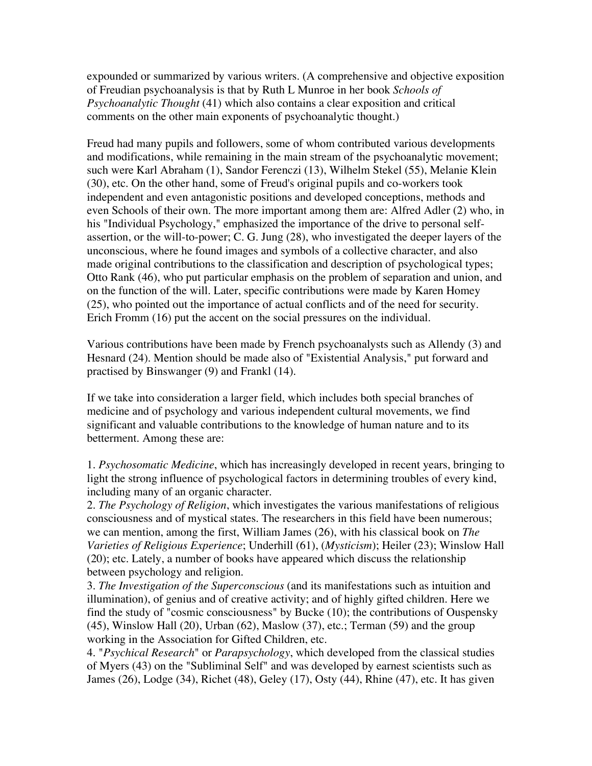expounded or summarized by various writers. (A comprehensive and objective exposition of Freudian psychoanalysis is that by Ruth L Munroe in her book *Schools of Psychoanalytic Thought* (41) which also contains a clear exposition and critical comments on the other main exponents of psychoanalytic thought.)

Freud had many pupils and followers, some of whom contributed various developments and modifications, while remaining in the main stream of the psychoanalytic movement; such were Karl Abraham (1), Sandor Ferenczi (13), Wilhelm Stekel (55), Melanie Klein (30), etc. On the other hand, some of Freud's original pupils and co-workers took independent and even antagonistic positions and developed conceptions, methods and even Schools of their own. The more important among them are: Alfred Adler (2) who, in his "Individual Psychology," emphasized the importance of the drive to personal self-assertion, or the will-to-power; C. G. Jung (28), who investigated the deeper layers of the unconscious, where he found images and symbols of a collective character, and also made original contributions to the classification and description of psychological types; Otto Rank (46), who put particular emphasis on the problem of separation and union, and on the function of the will. Later, specific contributions were made by Karen Homey (25), who pointed out the importance of actual conflicts and of the need for security. Erich Fromm (16) put the accent on the social pressures on the individual.

Various contributions have been made by French psychoanalysts such as Allendy (3) and Hesnard (24). Mention should be made also of "Existential Analysis," put forward and practised by Binswanger (9) and Frankl (14).

If we take into consideration a larger field, which includes both special branches of medicine and of psychology and various independent cultural movements, we find significant and valuable contributions to the knowledge of human nature and to its betterment. Among these are:

1. *Psychosomatic Medicine*, which has increasingly developed in recent years, bringing to light the strong influence of psychological factors in determining troubles of every kind, including many of an organic character.
2. *The Psychology of Religion*, which investigates the various manifestations of religious consciousness and of mystical states. The researchers in this field have been numerous; we can mention, among the first, William James (26), with his classical book on *The Varieties of Religious Experience*; Underhill (61), (*Mysticism*); Heiler (23); Winslow Hall (20); etc. Lately, a number of books have appeared which discuss the relationship between psychology and religion.
3. *The Investigation of the Superconscious* (and its manifestations such as intuition and illumination), of genius and of creative activity; and of highly gifted children. Here we find the study of "cosmic consciousness" by Bucke (10); the contributions of Ouspensky (45), Winslow Hall (20), Urban (62), Maslow (37), etc.; Terman (59) and the group working in the Association for Gifted Children, etc.
4. "*Psychical Research*" or *Parapsychology*, which developed from the classical studies of Myers (43) on the "Subliminal Self" and was developed by earnest scientists such as James (26), Lodge (34), Richet (48), Geley (17), Osty (44), Rhine (47), etc. It has given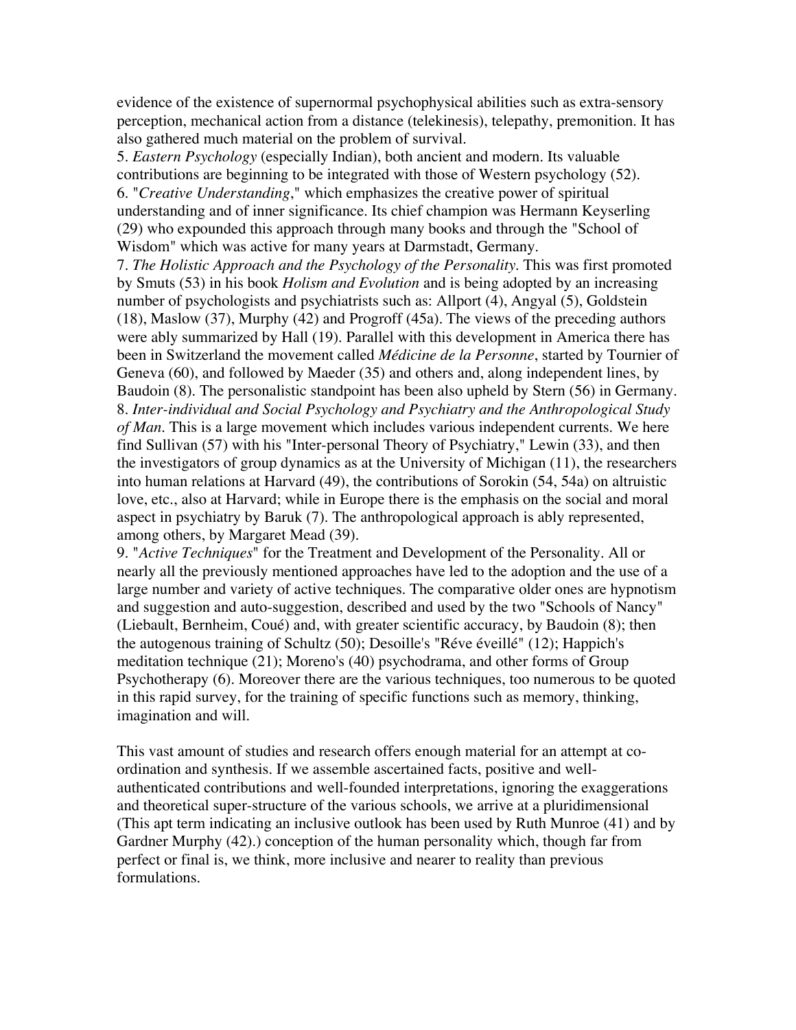evidence of the existence of supernormal psychophysical abilities such as extra-sensory perception, mechanical action from a distance (telekinesis), telepathy, premonition. It has also gathered much material on the problem of survival.

5. *Eastern Psychology* (especially Indian), both ancient and modern. Its valuable contributions are beginning to be integrated with those of Western psychology (52).

6. "*Creative Understanding*," which emphasizes the creative power of spiritual understanding and of inner significance. Its chief champion was Hermann Keyserling (29) who expounded this approach through many books and through the "School of Wisdom" which was active for many years at Darmstadt, Germany.

7. *The Holistic Approach and the Psychology of the Personality*. This was first promoted by Smuts (53) in his book *Holism and Evolution* and is being adopted by an increasing number of psychologists and psychiatrists such as: Allport (4), Angyal (5), Goldstein (18), Maslow (37), Murphy (42) and Progroff (45a). The views of the preceding authors were ably summarized by Hall (19). Parallel with this development in America there has been in Switzerland the movement called *Médicine de la Personne*, started by Tournier of Geneva (60), and followed by Maeder (35) and others and, along independent lines, by Baudoin (8). The personalistic standpoint has been also upheld by Stern (56) in Germany.

8. *Inter-individual and Social Psychology and Psychiatry and the Anthropological Study of Man*. This is a large movement which includes various independent currents. We here find Sullivan (57) with his "Inter-personal Theory of Psychiatry," Lewin (33), and then the investigators of group dynamics as at the University of Michigan (11), the researchers into human relations at Harvard (49), the contributions of Sorokin (54, 54a) on altruistic love, etc., also at Harvard; while in Europe there is the emphasis on the social and moral aspect in psychiatry by Baruk (7). The anthropological approach is ably represented, among others, by Margaret Mead (39).

9. "*Active Techniques*" for the Treatment and Development of the Personality. All or nearly all the previously mentioned approaches have led to the adoption and the use of a large number and variety of active techniques. The comparative older ones are hypnotism and suggestion and auto-suggestion, described and used by the two "Schools of Nancy" (Liebault, Bernheim, Coué) and, with greater scientific accuracy, by Baudoin (8); then the autogenous training of Schultz (50); Desoille's "Réve éveillé" (12); Happich's meditation technique (21); Moreno's (40) psychodrama, and other forms of Group Psychotherapy (6). Moreover there are the various techniques, too numerous to be quoted in this rapid survey, for the training of specific functions such as memory, thinking, imagination and will.

This vast amount of studies and research offers enough material for an attempt at co-ordination and synthesis. If we assemble ascertained facts, positive and well-authenticated contributions and well-founded interpretations, ignoring the exaggerations and theoretical super-structure of the various schools, we arrive at a pluridimensional (This apt term indicating an inclusive outlook has been used by Ruth Munroe (41) and by Gardner Murphy (42).) conception of the human personality which, though far from perfect or final is, we think, more inclusive and nearer to reality than previous formulations.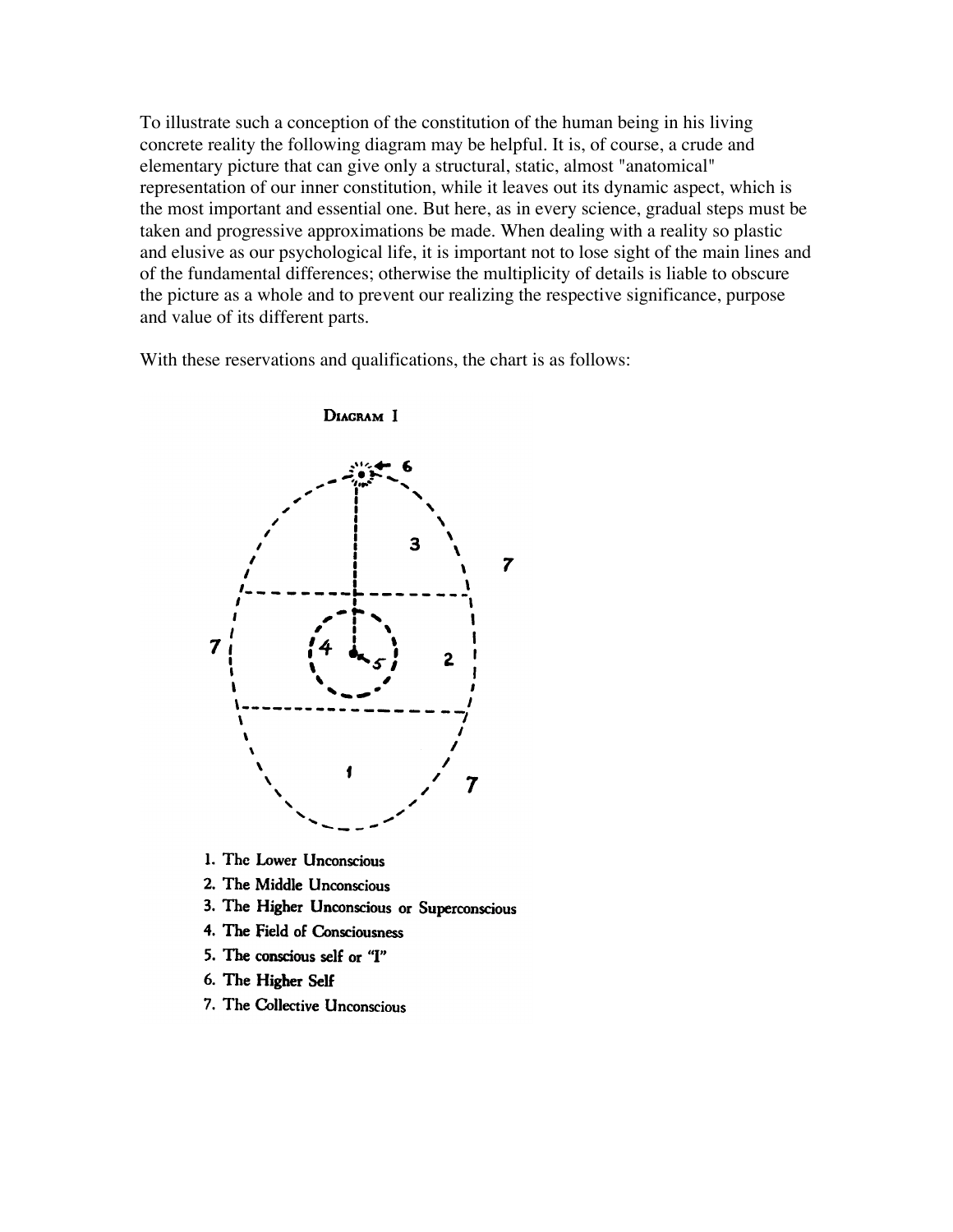To illustrate such a conception of the constitution of the human being in his living concrete reality the following diagram may be helpful. It is, of course, a crude and elementary picture that can give only a structural, static, almost "anatomical" representation of our inner constitution, while it leaves out its dynamic aspect, which is the most important and essential one. But here, as in every science, gradual steps must be taken and progressive approximations be made. When dealing with a reality so plastic and elusive as our psychological life, it is important not to lose sight of the main lines and of the fundamental differences; otherwise the multiplicity of details is liable to obscure the picture as a whole and to prevent our realizing the respective significance, purpose and value of its different parts.

With these reservations and qualifications, the chart is as follows:

DIAGRAM I

1. The Lower Unconscious
2. The Middle Unconscious
3. The Higher Unconscious or Superconscious
4. The Field of Consciousness
5. The conscious self or "I"
6. The Higher Self
7. The Collective Unconscious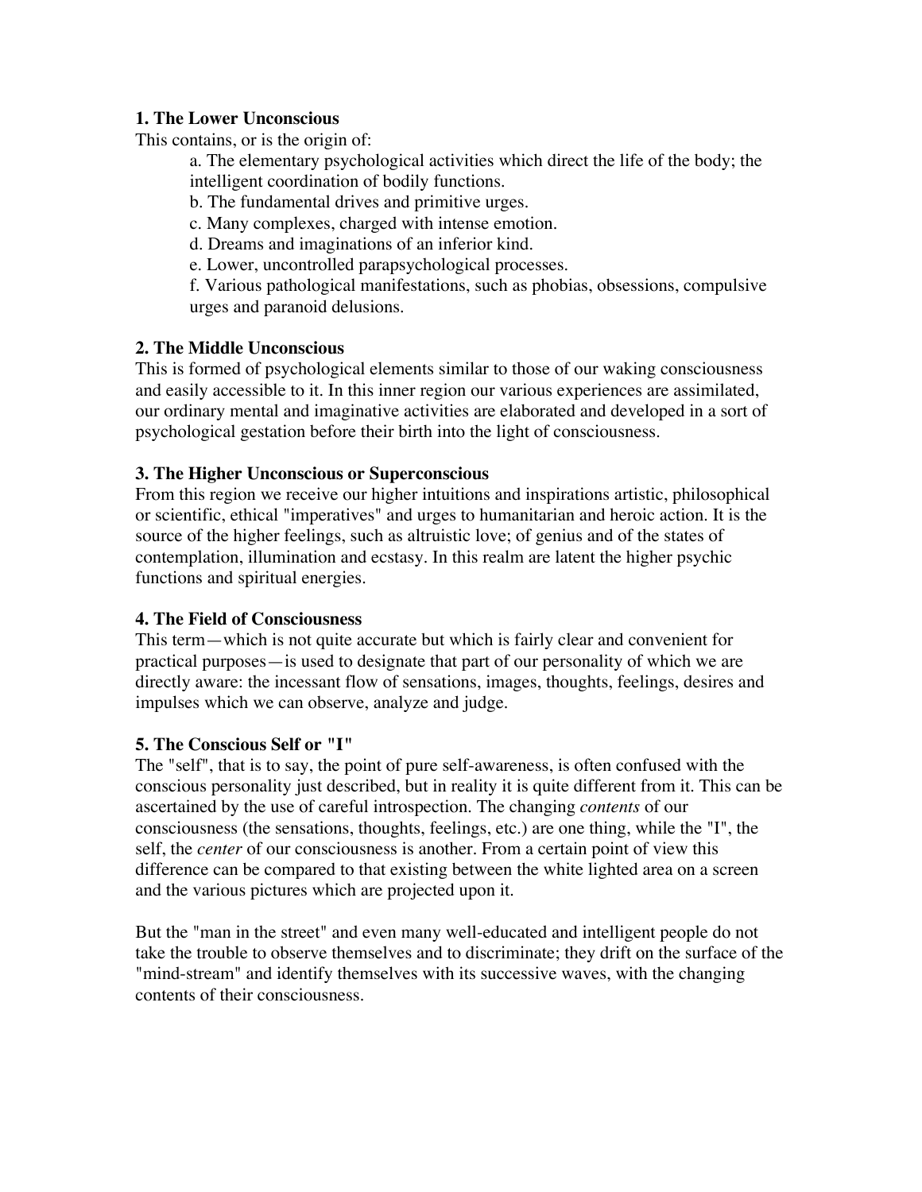**1. The Lower Unconscious**

This contains, or is the origin of:

a. The elementary psychological activities which direct the life of the body; the intelligent coordination of bodily functions.

b. The fundamental drives and primitive urges.

c. Many complexes, charged with intense emotion.

d. Dreams and imaginations of an inferior kind.

e. Lower, uncontrolled parapsychological processes.

f. Various pathological manifestations, such as phobias, obsessions, compulsive urges and paranoid delusions.

**2. The Middle Unconscious**

This is formed of psychological elements similar to those of our waking consciousness and easily accessible to it. In this inner region our various experiences are assimilated, our ordinary mental and imaginative activities are elaborated and developed in a sort of psychological gestation before their birth into the light of consciousness.

**3. The Higher Unconscious or Superconscious**

From this region we receive our higher intuitions and inspirations artistic, philosophical or scientific, ethical "imperatives" and urges to humanitarian and heroic action. It is the source of the higher feelings, such as altruistic love; of genius and of the states of contemplation, illumination and ecstasy. In this realm are latent the higher psychic functions and spiritual energies.

**4. The Field of Consciousness**

This term—which is not quite accurate but which is fairly clear and convenient for practical purposes—is used to designate that part of our personality of which we are directly aware: the incessant flow of sensations, images, thoughts, feelings, desires and impulses which we can observe, analyze and judge.

**5. The Conscious Self or "I"**

The "self", that is to say, the point of pure self-awareness, is often confused with the conscious personality just described, but in reality it is quite different from it. This can be ascertained by the use of careful introspection. The changing *contents* of our consciousness (the sensations, thoughts, feelings, etc.) are one thing, while the "I", the self, the *center* of our consciousness is another. From a certain point of view this difference can be compared to that existing between the white lighted area on a screen and the various pictures which are projected upon it.

But the "man in the street" and even many well-educated and intelligent people do not take the trouble to observe themselves and to discriminate; they drift on the surface of the "mind-stream" and identify themselves with its successive waves, with the changing contents of their consciousness.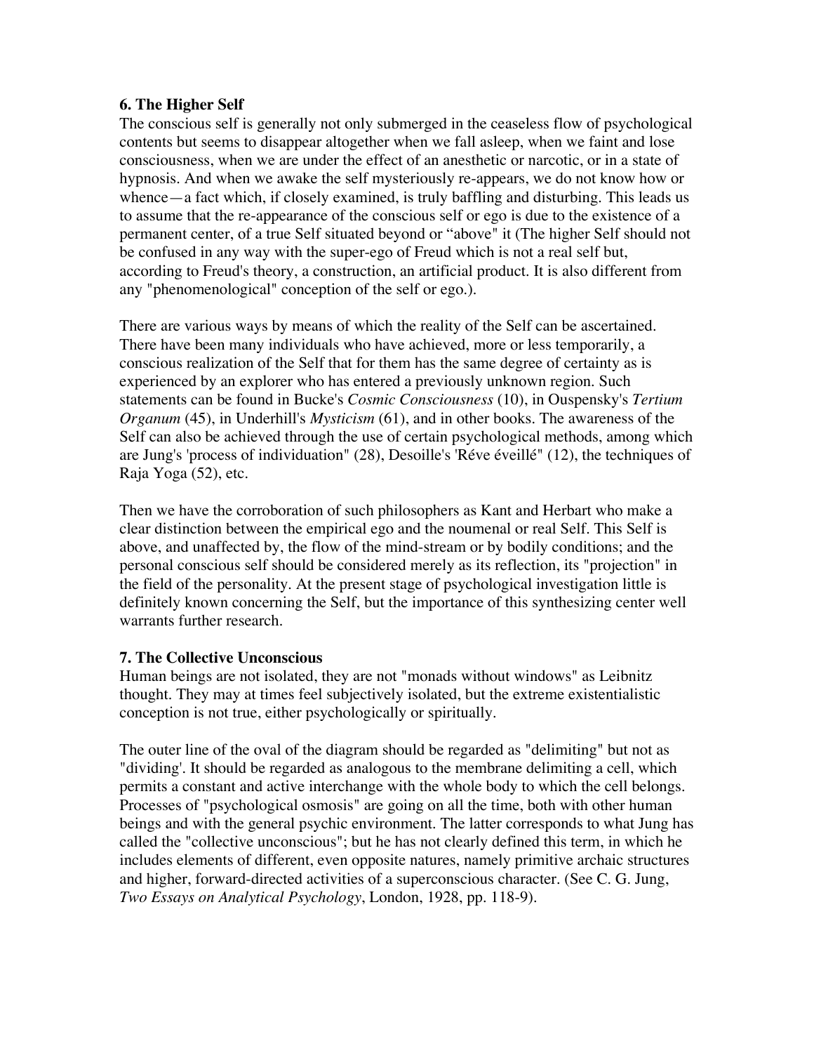**6. The Higher Self**

The conscious self is generally not only submerged in the ceaseless flow of psychological contents but seems to disappear altogether when we fall asleep, when we faint and lose consciousness, when we are under the effect of an anesthetic or narcotic, or in a state of hypnosis. And when we awake the self mysteriously re-appears, we do not know how or whence—a fact which, if closely examined, is truly baffling and disturbing. This leads us to assume that the re-appearance of the conscious self or ego is due to the existence of a permanent center, of a true Self situated beyond or “above" it (The higher Self should not be confused in any way with the super-ego of Freud which is not a real self but, according to Freud's theory, a construction, an artificial product. It is also different from any "phenomenological" conception of the self or ego.).

There are various ways by means of which the reality of the Self can be ascertained. There have been many individuals who have achieved, more or less temporarily, a conscious realization of the Self that for them has the same degree of certainty as is experienced by an explorer who has entered a previously unknown region. Such statements can be found in Bucke's *Cosmic Consciousness* (10), in Ouspensky's *Tertium Organum* (45), in Underhill's *Mysticism* (61), and in other books. The awareness of the Self can also be achieved through the use of certain psychological methods, among which are Jung's 'process of individuation" (28), Desoille's 'Réve éveillé" (12), the techniques of Raja Yoga (52), etc.

Then we have the corroboration of such philosophers as Kant and Herbart who make a clear distinction between the empirical ego and the noumenal or real Self. This Self is above, and unaffected by, the flow of the mind-stream or by bodily conditions; and the personal conscious self should be considered merely as its reflection, its "projection" in the field of the personality. At the present stage of psychological investigation little is definitely known concerning the Self, but the importance of this synthesizing center well warrants further research.

**7. The Collective Unconscious**

Human beings are not isolated, they are not "monads without windows" as Leibnitz thought. They may at times feel subjectively isolated, but the extreme existentialistic conception is not true, either psychologically or spiritually.

The outer line of the oval of the diagram should be regarded as "delimiting" but not as "dividing'. It should be regarded as analogous to the membrane delimiting a cell, which permits a constant and active interchange with the whole body to which the cell belongs. Processes of "psychological osmosis" are going on all the time, both with other human beings and with the general psychic environment. The latter corresponds to what Jung has called the "collective unconscious"; but he has not clearly defined this term, in which he includes elements of different, even opposite natures, namely primitive archaic structures and higher, forward-directed activities of a superconscious character. (See C. G. Jung, *Two Essays on Analytical Psychology*, London, 1928, pp. 118-9).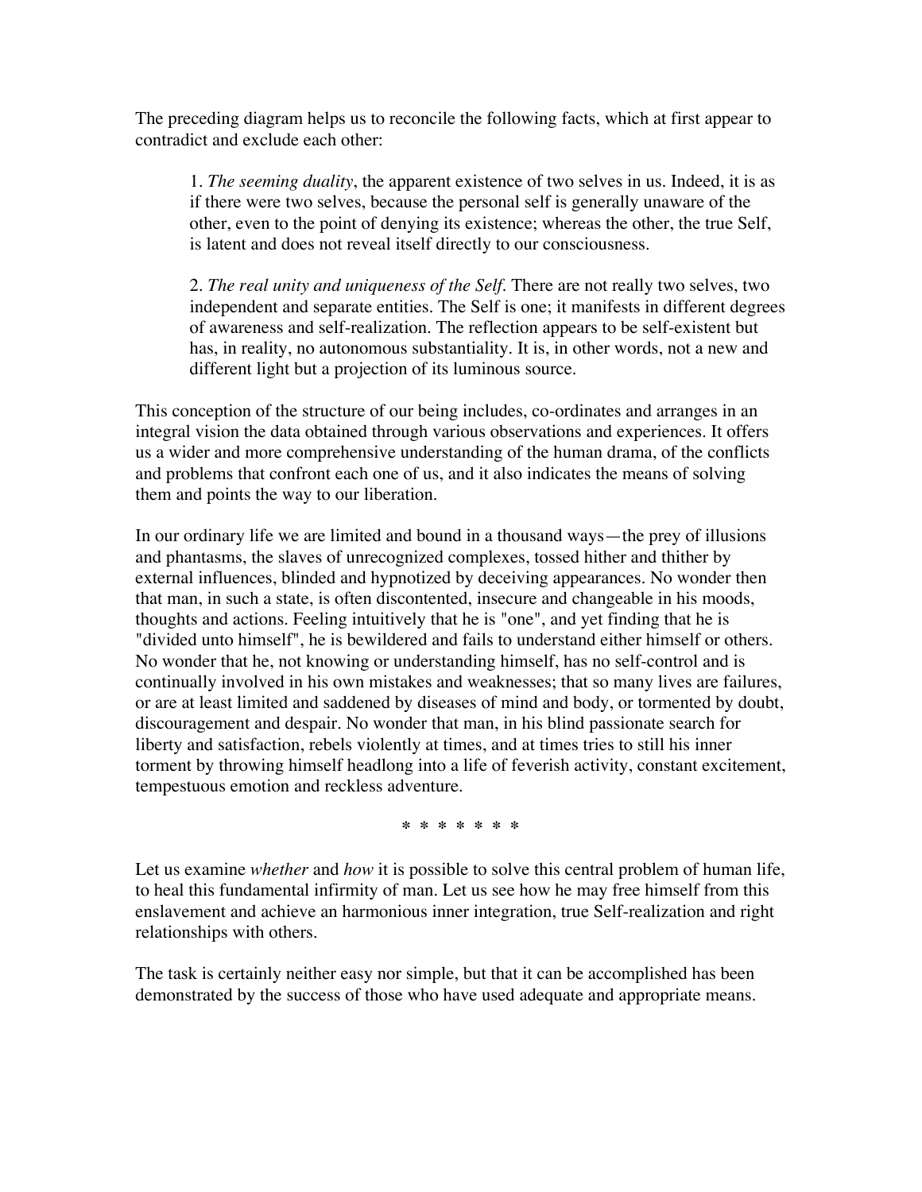The preceding diagram helps us to reconcile the following facts, which at first appear to contradict and exclude each other:

> 1. *The seeming duality*, the apparent existence of two selves in us. Indeed, it is as if there were two selves, because the personal self is generally unaware of the other, even to the point of denying its existence; whereas the other, the true Self, is latent and does not reveal itself directly to our consciousness.
>
> 2. *The real unity and uniqueness of the Self.* There are not really two selves, two independent and separate entities. The Self is one; it manifests in different degrees of awareness and self-realization. The reflection appears to be self-existent but has, in reality, no autonomous substantiality. It is, in other words, not a new and different light but a projection of its luminous source.

This conception of the structure of our being includes, co-ordinates and arranges in an integral vision the data obtained through various observations and experiences. It offers us a wider and more comprehensive understanding of the human drama, of the conflicts and problems that confront each one of us, and it also indicates the means of solving them and points the way to our liberation.

In our ordinary life we are limited and bound in a thousand ways—the prey of illusions and phantasms, the slaves of unrecognized complexes, tossed hither and thither by external influences, blinded and hypnotized by deceiving appearances. No wonder then that man, in such a state, is often discontented, insecure and changeable in his moods, thoughts and actions. Feeling intuitively that he is "one", and yet finding that he is "divided unto himself", he is bewildered and fails to understand either himself or others. No wonder that he, not knowing or understanding himself, has no self-control and is continually involved in his own mistakes and weaknesses; that so many lives are failures, or are at least limited and saddened by diseases of mind and body, or tormented by doubt, discouragement and despair. No wonder that man, in his blind passionate search for liberty and satisfaction, rebels violently at times, and at times tries to still his inner torment by throwing himself headlong into a life of feverish activity, constant excitement, tempestuous emotion and reckless adventure.

\* \* \* \* \* \* \*

Let us examine *whether* and *how* it is possible to solve this central problem of human life, to heal this fundamental infirmity of man. Let us see how he may free himself from this enslavement and achieve an harmonious inner integration, true Self-realization and right relationships with others.

The task is certainly neither easy nor simple, but that it can be accomplished has been demonstrated by the success of those who have used adequate and appropriate means.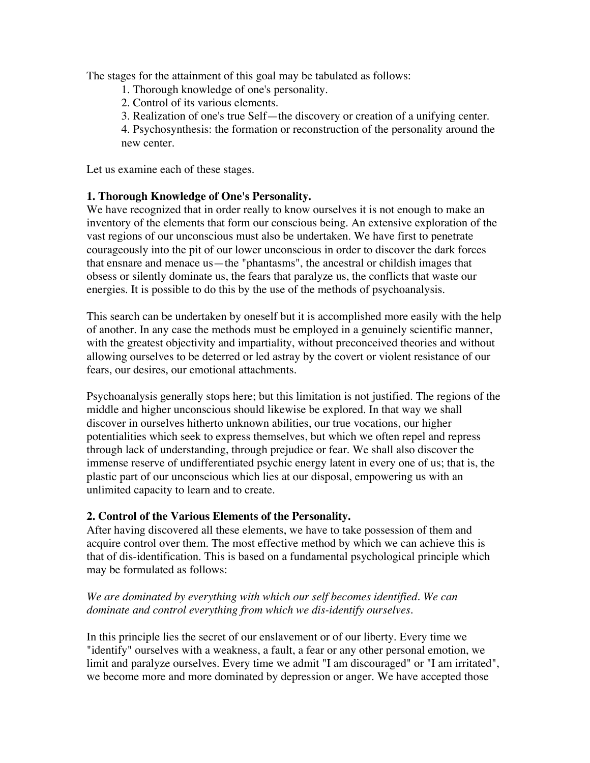The stages for the attainment of this goal may be tabulated as follows:

1. Thorough knowledge of one's personality.
2. Control of its various elements.
3. Realization of one's true Self—the discovery or creation of a unifying center.
4. Psychosynthesis: the formation or reconstruction of the personality around the new center.

Let us examine each of these stages.

**1. Thorough Knowledge of One's Personality.**

We have recognized that in order really to know ourselves it is not enough to make an inventory of the elements that form our conscious being. An extensive exploration of the vast regions of our unconscious must also be undertaken. We have first to penetrate courageously into the pit of our lower unconscious in order to discover the dark forces that ensnare and menace us—the "phantasms", the ancestral or childish images that obsess or silently dominate us, the fears that paralyze us, the conflicts that waste our energies. It is possible to do this by the use of the methods of psychoanalysis.

This search can be undertaken by oneself but it is accomplished more easily with the help of another. In any case the methods must be employed in a genuinely scientific manner, with the greatest objectivity and impartiality, without preconceived theories and without allowing ourselves to be deterred or led astray by the covert or violent resistance of our fears, our desires, our emotional attachments.

Psychoanalysis generally stops here; but this limitation is not justified. The regions of the middle and higher unconscious should likewise be explored. In that way we shall discover in ourselves hitherto unknown abilities, our true vocations, our higher potentialities which seek to express themselves, but which we often repel and repress through lack of understanding, through prejudice or fear. We shall also discover the immense reserve of undifferentiated psychic energy latent in every one of us; that is, the plastic part of our unconscious which lies at our disposal, empowering us with an unlimited capacity to learn and to create.

**2. Control of the Various Elements of the Personality.**

After having discovered all these elements, we have to take possession of them and acquire control over them. The most effective method by which we can achieve this is that of dis-identification. This is based on a fundamental psychological principle which may be formulated as follows:

*We are dominated by everything with which our self becomes identified. We can dominate and control everything from which we dis-identify ourselves.*

In this principle lies the secret of our enslavement or of our liberty. Every time we "identify" ourselves with a weakness, a fault, a fear or any other personal emotion, we limit and paralyze ourselves. Every time we admit "I am discouraged" or "I am irritated", we become more and more dominated by depression or anger. We have accepted those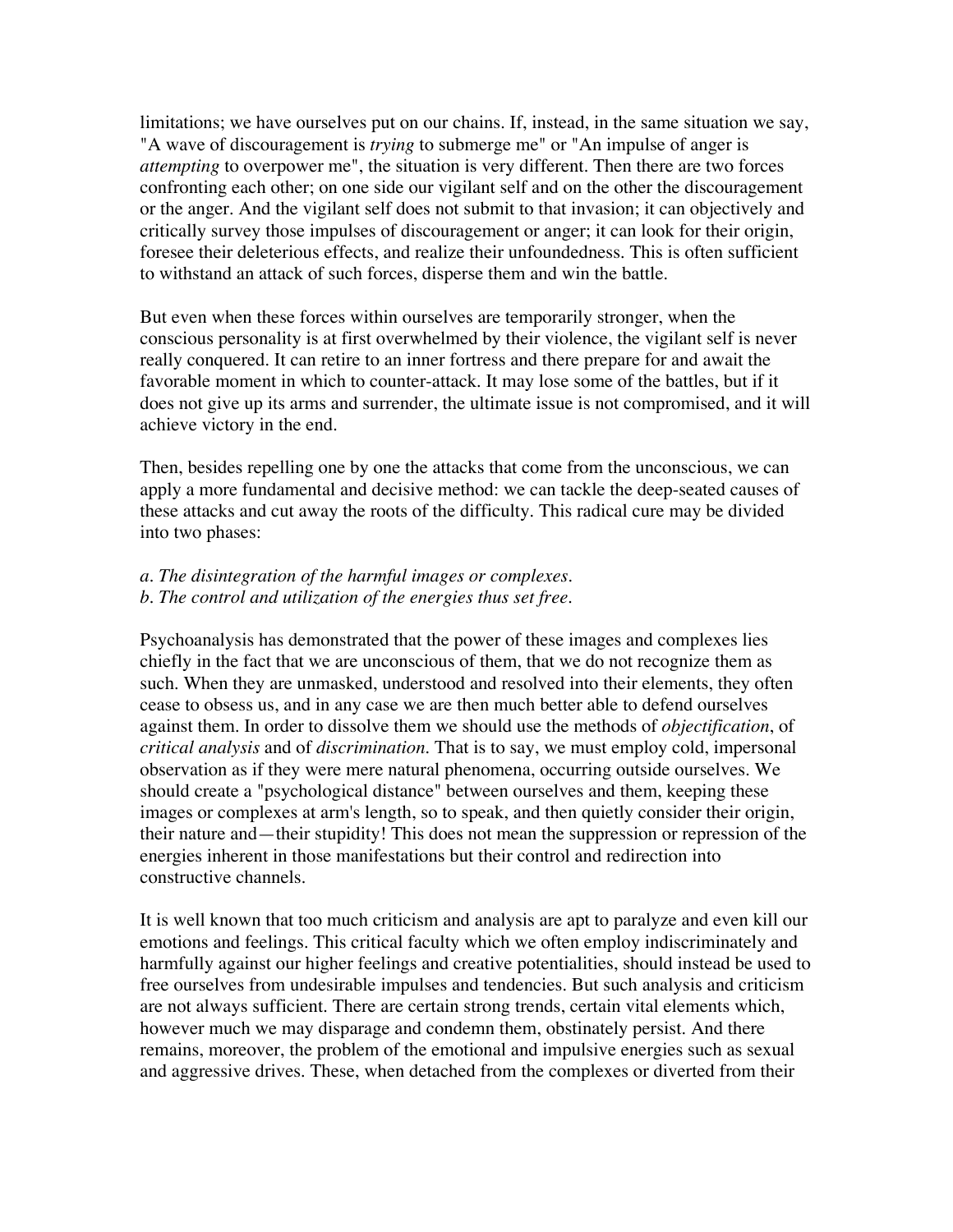limitations; we have ourselves put on our chains. If, instead, in the same situation we say, "A wave of discouragement is *trying* to submerge me" or "An impulse of anger is *attempting* to overpower me", the situation is very different. Then there are two forces confronting each other; on one side our vigilant self and on the other the discouragement or the anger. And the vigilant self does not submit to that invasion; it can objectively and critically survey those impulses of discouragement or anger; it can look for their origin, foresee their deleterious effects, and realize their unfoundedness. This is often sufficient to withstand an attack of such forces, disperse them and win the battle.

But even when these forces within ourselves are temporarily stronger, when the conscious personality is at first overwhelmed by their violence, the vigilant self is never really conquered. It can retire to an inner fortress and there prepare for and await the favorable moment in which to counter-attack. It may lose some of the battles, but if it does not give up its arms and surrender, the ultimate issue is not compromised, and it will achieve victory in the end.

Then, besides repelling one by one the attacks that come from the unconscious, we can apply a more fundamental and decisive method: we can tackle the deep-seated causes of these attacks and cut away the roots of the difficulty. This radical cure may be divided into two phases:

*a. The disintegration of the harmful images or complexes.*
*b. The control and utilization of the energies thus set free.*

Psychoanalysis has demonstrated that the power of these images and complexes lies chiefly in the fact that we are unconscious of them, that we do not recognize them as such. When they are unmasked, understood and resolved into their elements, they often cease to obsess us, and in any case we are then much better able to defend ourselves against them. In order to dissolve them we should use the methods of *objectification*, of *critical analysis* and of *discrimination*. That is to say, we must employ cold, impersonal observation as if they were mere natural phenomena, occurring outside ourselves. We should create a "psychological distance" between ourselves and them, keeping these images or complexes at arm's length, so to speak, and then quietly consider their origin, their nature and—their stupidity! This does not mean the suppression or repression of the energies inherent in those manifestations but their control and redirection into constructive channels.

It is well known that too much criticism and analysis are apt to paralyze and even kill our emotions and feelings. This critical faculty which we often employ indiscriminately and harmfully against our higher feelings and creative potentialities, should instead be used to free ourselves from undesirable impulses and tendencies. But such analysis and criticism are not always sufficient. There are certain strong trends, certain vital elements which, however much we may disparage and condemn them, obstinately persist. And there remains, moreover, the problem of the emotional and impulsive energies such as sexual and aggressive drives. These, when detached from the complexes or diverted from their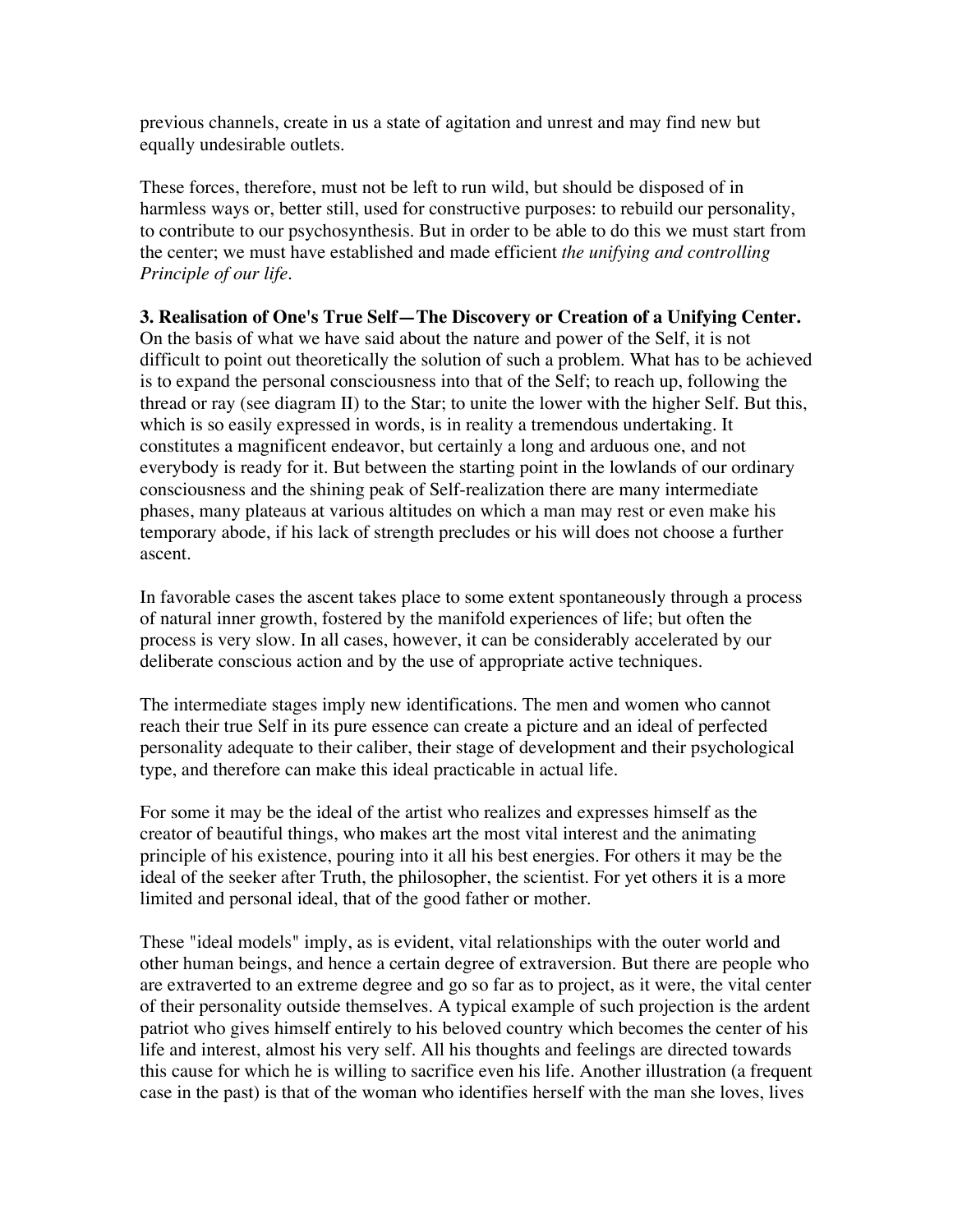previous channels, create in us a state of agitation and unrest and may find new but equally undesirable outlets.

These forces, therefore, must not be left to run wild, but should be disposed of in harmless ways or, better still, used for constructive purposes: to rebuild our personality, to contribute to our psychosynthesis. But in order to be able to do this we must start from the center; we must have established and made efficient *the unifying and controlling Principle of our life*.

**3. Realisation of One's True Self—The Discovery or Creation of a Unifying Center.** On the basis of what we have said about the nature and power of the Self, it is not difficult to point out theoretically the solution of such a problem. What has to be achieved is to expand the personal consciousness into that of the Self; to reach up, following the thread or ray (see diagram II) to the Star; to unite the lower with the higher Self. But this, which is so easily expressed in words, is in reality a tremendous undertaking. It constitutes a magnificent endeavor, but certainly a long and arduous one, and not everybody is ready for it. But between the starting point in the lowlands of our ordinary consciousness and the shining peak of Self-realization there are many intermediate phases, many plateaus at various altitudes on which a man may rest or even make his temporary abode, if his lack of strength precludes or his will does not choose a further ascent.

In favorable cases the ascent takes place to some extent spontaneously through a process of natural inner growth, fostered by the manifold experiences of life; but often the process is very slow. In all cases, however, it can be considerably accelerated by our deliberate conscious action and by the use of appropriate active techniques.

The intermediate stages imply new identifications. The men and women who cannot reach their true Self in its pure essence can create a picture and an ideal of perfected personality adequate to their caliber, their stage of development and their psychological type, and therefore can make this ideal practicable in actual life.

For some it may be the ideal of the artist who realizes and expresses himself as the creator of beautiful things, who makes art the most vital interest and the animating principle of his existence, pouring into it all his best energies. For others it may be the ideal of the seeker after Truth, the philosopher, the scientist. For yet others it is a more limited and personal ideal, that of the good father or mother.

These "ideal models" imply, as is evident, vital relationships with the outer world and other human beings, and hence a certain degree of extraversion. But there are people who are extraverted to an extreme degree and go so far as to project, as it were, the vital center of their personality outside themselves. A typical example of such projection is the ardent patriot who gives himself entirely to his beloved country which becomes the center of his life and interest, almost his very self. All his thoughts and feelings are directed towards this cause for which he is willing to sacrifice even his life. Another illustration (a frequent case in the past) is that of the woman who identifies herself with the man she loves, lives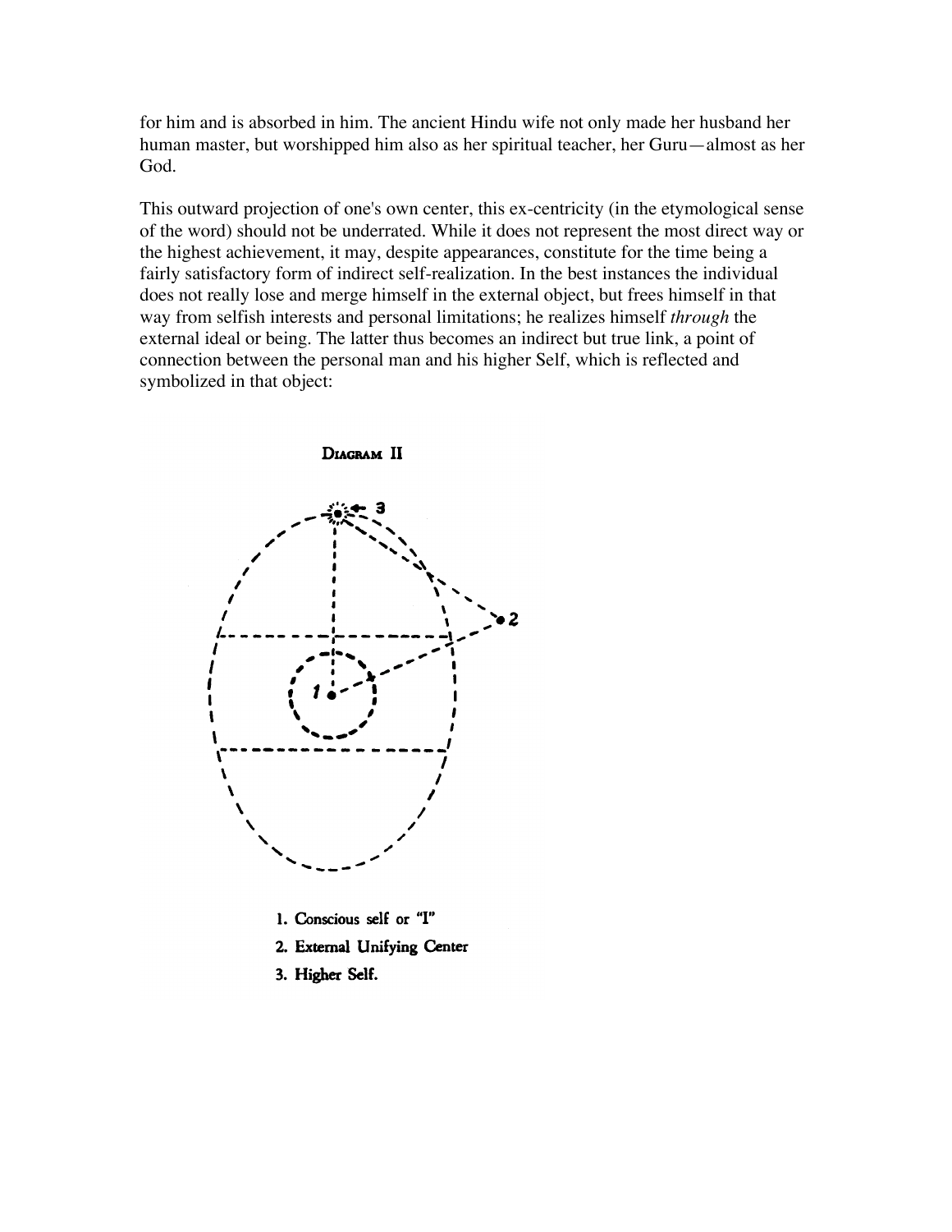for him and is absorbed in him. The ancient Hindu wife not only made her husband her human master, but worshipped him also as her spiritual teacher, her Guru—almost as her God.

This outward projection of one's own center, this ex-centricity (in the etymological sense of the word) should not be underrated. While it does not represent the most direct way or the highest achievement, it may, despite appearances, constitute for the time being a fairly satisfactory form of indirect self-realization. In the best instances the individual does not really lose and merge himself in the external object, but frees himself in that way from selfish interests and personal limitations; he realizes himself *through* the external ideal or being. The latter thus becomes an indirect but true link, a point of connection between the personal man and his higher Self, which is reflected and symbolized in that object:

**DIAGRAM II**

1. Conscious self or "I"
2. External Unifying Center
3. Higher Self.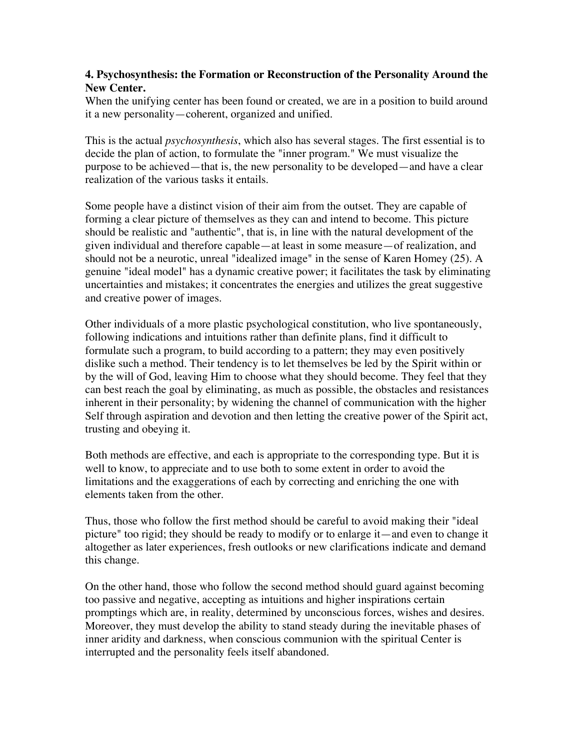**4. Psychosynthesis: the Formation or Reconstruction of the Personality Around the New Center.**

When the unifying center has been found or created, we are in a position to build around it a new personality—coherent, organized and unified.

This is the actual *psychosynthesis*, which also has several stages. The first essential is to decide the plan of action, to formulate the "inner program." We must visualize the purpose to be achieved—that is, the new personality to be developed—and have a clear realization of the various tasks it entails.

Some people have a distinct vision of their aim from the outset. They are capable of forming a clear picture of themselves as they can and intend to become. This picture should be realistic and "authentic", that is, in line with the natural development of the given individual and therefore capable—at least in some measure—of realization, and should not be a neurotic, unreal "idealized image" in the sense of Karen Homey (25). A genuine "ideal model" has a dynamic creative power; it facilitates the task by eliminating uncertainties and mistakes; it concentrates the energies and utilizes the great suggestive and creative power of images.

Other individuals of a more plastic psychological constitution, who live spontaneously, following indications and intuitions rather than definite plans, find it difficult to formulate such a program, to build according to a pattern; they may even positively dislike such a method. Their tendency is to let themselves be led by the Spirit within or by the will of God, leaving Him to choose what they should become. They feel that they can best reach the goal by eliminating, as much as possible, the obstacles and resistances inherent in their personality; by widening the channel of communication with the higher Self through aspiration and devotion and then letting the creative power of the Spirit act, trusting and obeying it.

Both methods are effective, and each is appropriate to the corresponding type. But it is well to know, to appreciate and to use both to some extent in order to avoid the limitations and the exaggerations of each by correcting and enriching the one with elements taken from the other.

Thus, those who follow the first method should be careful to avoid making their "ideal picture" too rigid; they should be ready to modify or to enlarge it—and even to change it altogether as later experiences, fresh outlooks or new clarifications indicate and demand this change.

On the other hand, those who follow the second method should guard against becoming too passive and negative, accepting as intuitions and higher inspirations certain promptings which are, in reality, determined by unconscious forces, wishes and desires. Moreover, they must develop the ability to stand steady during the inevitable phases of inner aridity and darkness, when conscious communion with the spiritual Center is interrupted and the personality feels itself abandoned.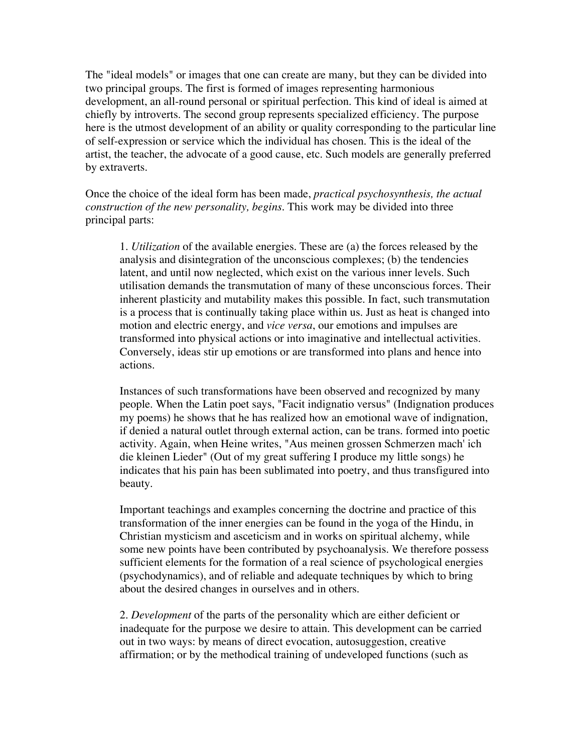The "ideal models" or images that one can create are many, but they can be divided into two principal groups. The first is formed of images representing harmonious development, an all-round personal or spiritual perfection. This kind of ideal is aimed at chiefly by introverts. The second group represents specialized efficiency. The purpose here is the utmost development of an ability or quality corresponding to the particular line of self-expression or service which the individual has chosen. This is the ideal of the artist, the teacher, the advocate of a good cause, etc. Such models are generally preferred by extraverts.

Once the choice of the ideal form has been made, *practical psychosynthesis, the actual construction of the new personality, begins*. This work may be divided into three principal parts:

> 1. *Utilization* of the available energies. These are (a) the forces released by the analysis and disintegration of the unconscious complexes; (b) the tendencies latent, and until now neglected, which exist on the various inner levels. Such utilisation demands the transmutation of many of these unconscious forces. Their inherent plasticity and mutability makes this possible. In fact, such transmutation is a process that is continually taking place within us. Just as heat is changed into motion and electric energy, and *vice versa*, our emotions and impulses are transformed into physical actions or into imaginative and intellectual activities. Conversely, ideas stir up emotions or are transformed into plans and hence into actions.
>
> Instances of such transformations have been observed and recognized by many people. When the Latin poet says, "Facit indignatio versus" (Indignation produces my poems) he shows that he has realized how an emotional wave of indignation, if denied a natural outlet through external action, can be trans. formed into poetic activity. Again, when Heine writes, "Aus meinen grossen Schmerzen mach' ich die kleinen Lieder" (Out of my great suffering I produce my little songs) he indicates that his pain has been sublimated into poetry, and thus transfigured into beauty.
>
> Important teachings and examples concerning the doctrine and practice of this transformation of the inner energies can be found in the yoga of the Hindu, in Christian mysticism and asceticism and in works on spiritual alchemy, while some new points have been contributed by psychoanalysis. We therefore possess sufficient elements for the formation of a real science of psychological energies (psychodynamics), and of reliable and adequate techniques by which to bring about the desired changes in ourselves and in others.
>
> 2. *Development* of the parts of the personality which are either deficient or inadequate for the purpose we desire to attain. This development can be carried out in two ways: by means of direct evocation, autosuggestion, creative affirmation; or by the methodical training of undeveloped functions (such as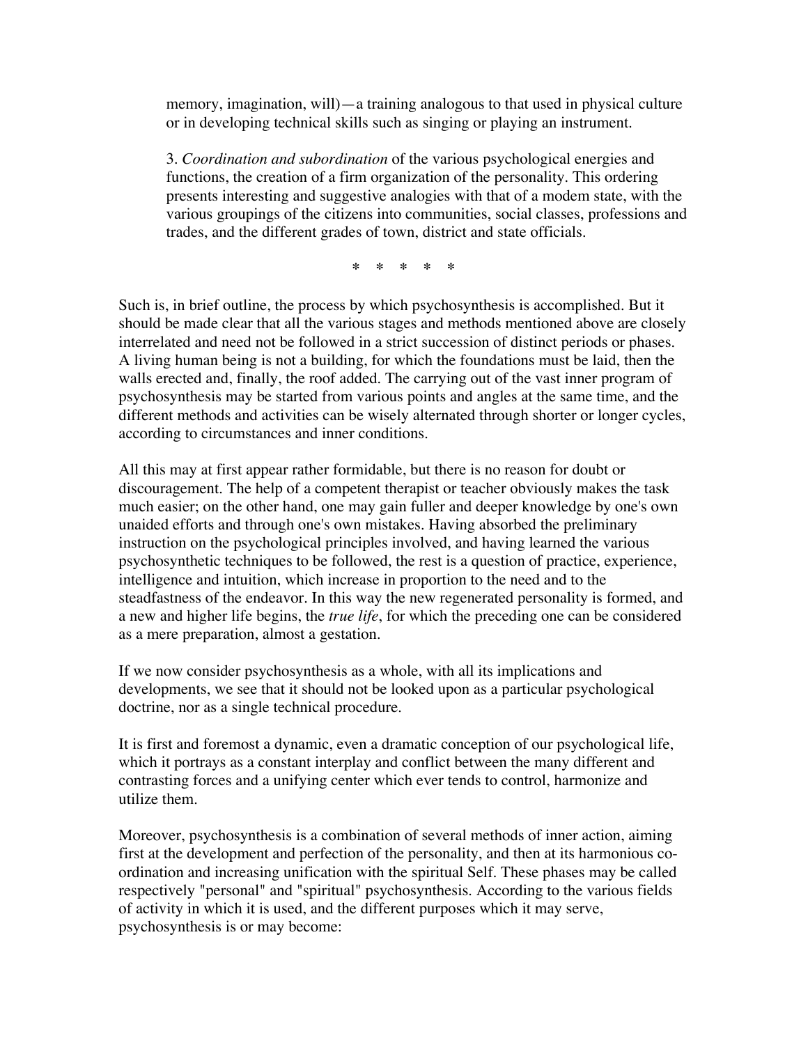memory, imagination, will)—a training analogous to that used in physical culture or in developing technical skills such as singing or playing an instrument.

3. *Coordination and subordination* of the various psychological energies and functions, the creation of a firm organization of the personality. This ordering presents interesting and suggestive analogies with that of a modem state, with the various groupings of the citizens into communities, social classes, professions and trades, and the different grades of town, district and state officials.

\* \* \* \* \*

Such is, in brief outline, the process by which psychosynthesis is accomplished. But it should be made clear that all the various stages and methods mentioned above are closely interrelated and need not be followed in a strict succession of distinct periods or phases. A living human being is not a building, for which the foundations must be laid, then the walls erected and, finally, the roof added. The carrying out of the vast inner program of psychosynthesis may be started from various points and angles at the same time, and the different methods and activities can be wisely alternated through shorter or longer cycles, according to circumstances and inner conditions.

All this may at first appear rather formidable, but there is no reason for doubt or discouragement. The help of a competent therapist or teacher obviously makes the task much easier; on the other hand, one may gain fuller and deeper knowledge by one's own unaided efforts and through one's own mistakes. Having absorbed the preliminary instruction on the psychological principles involved, and having learned the various psychosynthetic techniques to be followed, the rest is a question of practice, experience, intelligence and intuition, which increase in proportion to the need and to the steadfastness of the endeavor. In this way the new regenerated personality is formed, and a new and higher life begins, the *true life*, for which the preceding one can be considered as a mere preparation, almost a gestation.

If we now consider psychosynthesis as a whole, with all its implications and developments, we see that it should not be looked upon as a particular psychological doctrine, nor as a single technical procedure.

It is first and foremost a dynamic, even a dramatic conception of our psychological life, which it portrays as a constant interplay and conflict between the many different and contrasting forces and a unifying center which ever tends to control, harmonize and utilize them.

Moreover, psychosynthesis is a combination of several methods of inner action, aiming first at the development and perfection of the personality, and then at its harmonious co-ordination and increasing unification with the spiritual Self. These phases may be called respectively "personal" and "spiritual" psychosynthesis. According to the various fields of activity in which it is used, and the different purposes which it may serve, psychosynthesis is or may become: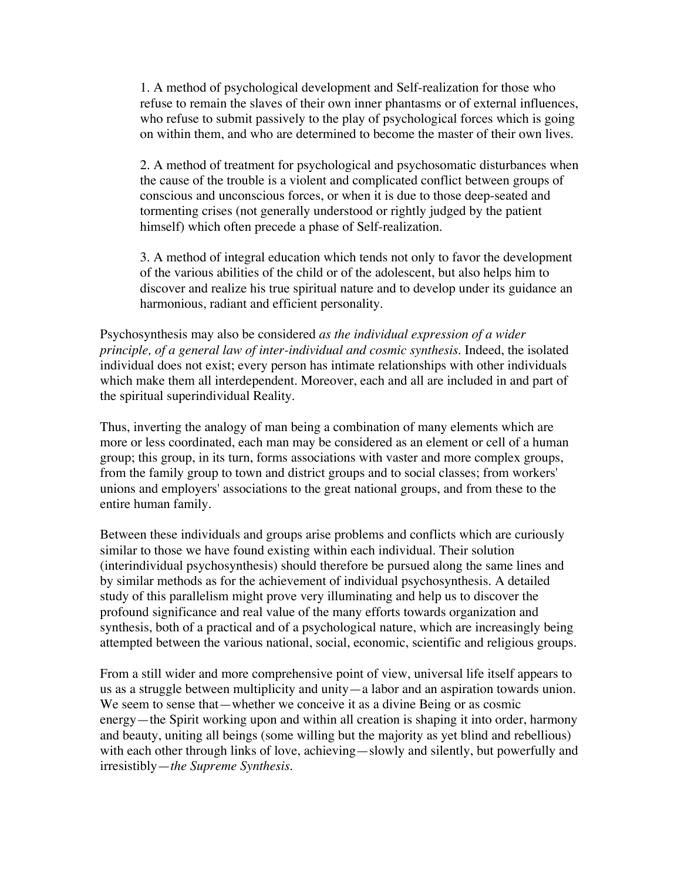1. A method of psychological development and Self-realization for those who refuse to remain the slaves of their own inner phantasms or of external influences, who refuse to submit passively to the play of psychological forces which is going on within them, and who are determined to become the master of their own lives.

2. A method of treatment for psychological and psychosomatic disturbances when the cause of the trouble is a violent and complicated conflict between groups of conscious and unconscious forces, or when it is due to those deep-seated and tormenting crises (not generally understood or rightly judged by the patient himself) which often precede a phase of Self-realization.

3. A method of integral education which tends not only to favor the development of the various abilities of the child or of the adolescent, but also helps him to discover and realize his true spiritual nature and to develop under its guidance an harmonious, radiant and efficient personality.

Psychosynthesis may also be considered *as the individual expression of a wider principle, of a general law of inter-individual and cosmic synthesis.* Indeed, the isolated individual does not exist; every person has intimate relationships with other individuals which make them all interdependent. Moreover, each and all are included in and part of the spiritual superindividual Reality.

Thus, inverting the analogy of man being a combination of many elements which are more or less coordinated, each man may be considered as an element or cell of a human group; this group, in its turn, forms associations with vaster and more complex groups, from the family group to town and district groups and to social classes; from workers' unions and employers' associations to the great national groups, and from these to the entire human family.

Between these individuals and groups arise problems and conflicts which are curiously similar to those we have found existing within each individual. Their solution (interindividual psychosynthesis) should therefore be pursued along the same lines and by similar methods as for the achievement of individual psychosynthesis. A detailed study of this parallelism might prove very illuminating and help us to discover the profound significance and real value of the many efforts towards organization and synthesis, both of a practical and of a psychological nature, which are increasingly being attempted between the various national, social, economic, scientific and religious groups.

From a still wider and more comprehensive point of view, universal life itself appears to us as a struggle between multiplicity and unity—a labor and an aspiration towards union. We seem to sense that—whether we conceive it as a divine Being or as cosmic energy—the Spirit working upon and within all creation is shaping it into order, harmony and beauty, uniting all beings (some willing but the majority as yet blind and rebellious) with each other through links of love, achieving—slowly and silently, but powerfully and irresistibly—*the Supreme Synthesis.*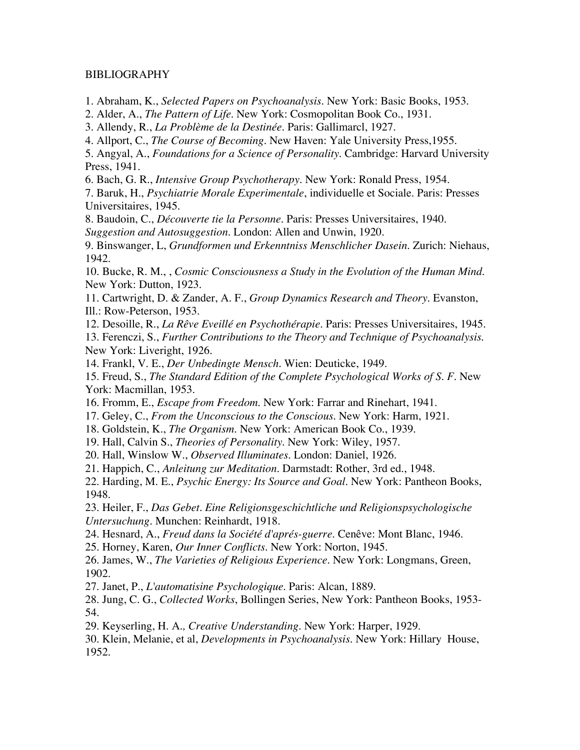BIBLIOGRAPHY

1. Abraham, K., *Selected Papers on Psychoanalysis*. New York: Basic Books, 1953.
2. Alder, A., *The Pattern of Life*. New York: Cosmopolitan Book Co., 1931.
3. Allendy, R., *La Problème de la Destinée*. Paris: Gallimarcl, 1927.
4. Allport, C., *The Course of Becoming*. New Haven: Yale University Press,1955.
5. Angyal, A., *Foundations for a Science of Personality*. Cambridge: Harvard University Press, 1941.
6. Bach, G. R., *Intensive Group Psychotherapy*. New York: Ronald Press, 1954.
7. Baruk, H., *Psychiatrie Morale Experimentale*, individuelle et Sociale. Paris: Presses Universitaires, 1945.
8. Baudoin, C., *Découverte tie la Personne*. Paris: Presses Universitaires, 1940. *Suggestion and Autosuggestion*. London: Allen and Unwin, 1920.
9. Binswanger, L, *Grundformen und Erkenntniss Menschlicher Dasein*. Zurich: Niehaus, 1942.
10. Bucke, R. M., , *Cosmic Consciousness a Study in the Evolution of the Human Mind*. New York: Dutton, 1923.
11. Cartwright, D. & Zander, A. F., *Group Dynamics Research and Theory*. Evanston, Ill.: Row-Peterson, 1953.
12. Desoille, R., *La Rêve Eveillé en Psychothérapie*. Paris: Presses Universitaires, 1945.
13. Ferenczi, S., *Further Contributions to the Theory and Technique of Psychoanalysis*. New York: Liveright, 1926.
14. Frankl, V. E., *Der Unbedingte Mensch*. Wien: Deuticke, 1949.
15. Freud, S., *The Standard Edition of the Complete Psychological Works of S. F*. New York: Macmillan, 1953.
16. Fromm, E., *Escape from Freedom*. New York: Farrar and Rinehart, 1941.
17. Geley, C., *From the Unconscious to the Conscious*. New York: Harm, 1921.
18. Goldstein, K., *The Organism*. New York: American Book Co., 1939.
19. Hall, Calvin S., *Theories of Personality*. New York: Wiley, 1957.
20. Hall, Winslow W., *Observed Illuminates*. London: Daniel, 1926.
21. Happich, C., *Anleitung zur Meditation*. Darmstadt: Rother, 3rd ed., 1948.
22. Harding, M. E., *Psychic Energy: Its Source and Goal*. New York: Pantheon Books, 1948.
23. Heiler, F., *Das Gebet. Eine Religionsgeschichtliche und Religionspsychologische Untersuchung*. Munchen: Reinhardt, 1918.
24. Hesnard, A., *Freud dans la Société d'aprés-guerre*. Cenêve: Mont Blanc, 1946.
25. Horney, Karen, *Our Inner Conflicts*. New York: Norton, 1945.
26. James, W., *The Varieties of Religious Experience*. New York: Longmans, Green, 1902.
27. Janet, P., *L'automatisine Psychologique*. Paris: Alcan, 1889.
28. Jung, C. G., *Collected Works*, Bollingen Series, New York: Pantheon Books, 1953-54.
29. Keyserling, H. A., *Creative Understanding*. New York: Harper, 1929.
30. Klein, Melanie, et al, *Developments in Psychoanalysis*. New York: Hillary House, 1952.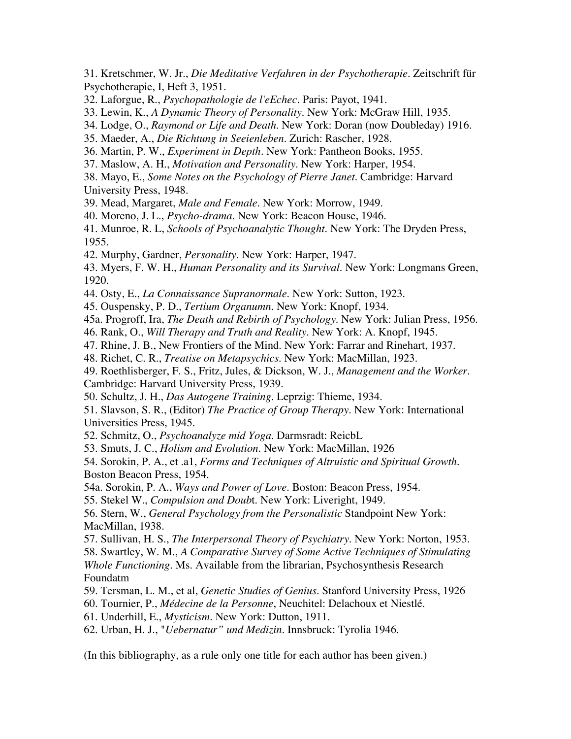31. Kretschmer, W. Jr., *Die Meditative Verfahren in der Psychotherapie*. Zeitschrift für Psychotherapie, I, Heft 3, 1951.

32. Laforgue, R., *Psychopathologie de l'eEchec*. Paris: Payot, 1941.

33. Lewin, K., *A Dynamic Theory of Personality*. New York: McGraw Hill, 1935.

34. Lodge, O., *Raymond or Life and Death*. New York: Doran (now Doubleday) 1916.

35. Maeder, A., *Die Richtung in Seeienleben*. Zurich: Rascher, 1928.

36. Martin, P. W., *Experiment in Depth*. New York: Pantheon Books, 1955.

37. Maslow, A. H., *Motivation and Personality*. New York: Harper, 1954.

38. Mayo, E., *Some Notes on the Psychology of Pierre Janet*. Cambridge: Harvard University Press, 1948.

39. Mead, Margaret, *Male and Female*. New York: Morrow, 1949.

40. Moreno, J. L., *Psycho-drama*. New York: Beacon House, 1946.

41. Munroe, R. L, *Schools of Psychoanalytic Thought*. New York: The Dryden Press, 1955.

42. Murphy, Gardner, *Personality*. New York: Harper, 1947.

43. Myers, F. W. H., *Human Personality and its Survival*. New York: Longmans Green, 1920.

44. Osty, E., *La Connaissance Supranormale*. New York: Sutton, 1923.

45. Ouspensky, P. D., *Tertium Organumn*. New York: Knopf, 1934.

45a. Progroff, Ira, *The Death and Rebirth of Psychology*. New York: Julian Press, 1956.

46. Rank, O., *Will Therapy and Truth and Reality*. New York: A. Knopf, 1945.

47. Rhine, J. B., New Frontiers of the Mind. New York: Farrar and Rinehart, 1937.

48. Richet, C. R., *Treatise on Metapsychics*. New York: MacMillan, 1923.

49. Roethlisberger, F. S., Fritz, Jules, & Dickson, W. J., *Management and the Worker*. Cambridge: Harvard University Press, 1939.

50. Schultz, J. H., *Das Autogene Training*. Leprzig: Thieme, 1934.

51. Slavson, S. R., (Editor) *The Practice of Group Therapy*. New York: International Universities Press, 1945.

52. Schmitz, O., *Psychoanalyze mid Yoga*. Darmsradt: ReicbL

53. Smuts, J. C., *Holism and Evolution*. New York: MacMillan, 1926

54. Sorokin, P. A., et .a1, *Forms and Techniques of Altruistic and Spiritual Growth*. Boston Beacon Press, 1954.

54a. Sorokin, P. A., *Ways and Power of Love*. Boston: Beacon Press, 1954.

55. Stekel W., *Compulsion and Doub*t. New York: Liveright, 1949.

56. Stern, W., *General Psychology from the Personalistic* Standpoint New York: MacMillan, 1938.

57. Sullivan, H. S., *The Interpersonal Theory of Psychiatry*. New York: Norton, 1953.

58. Swartley, W. M., *A Comparative Survey of Some Active Techniques of Stimulating Whole Functioning*. Ms. Available from the librarian, Psychosynthesis Research Foundatm

59. Tersman, L. M., et al, *Genetic Studies of Genius*. Stanford University Press, 1926

60. Tournier, P., *Médecine de la Personne*, Neuchitel: Delachoux et Niestlé.

61. Underhill, E., *Mysticism*. New York: Dutton, 1911.

62. Urban, H. J., "*Uebernatur" und Medizin*. Innsbruck: Tyrolia 1946.

(In this bibliography, as a rule only one title for each author has been given.)